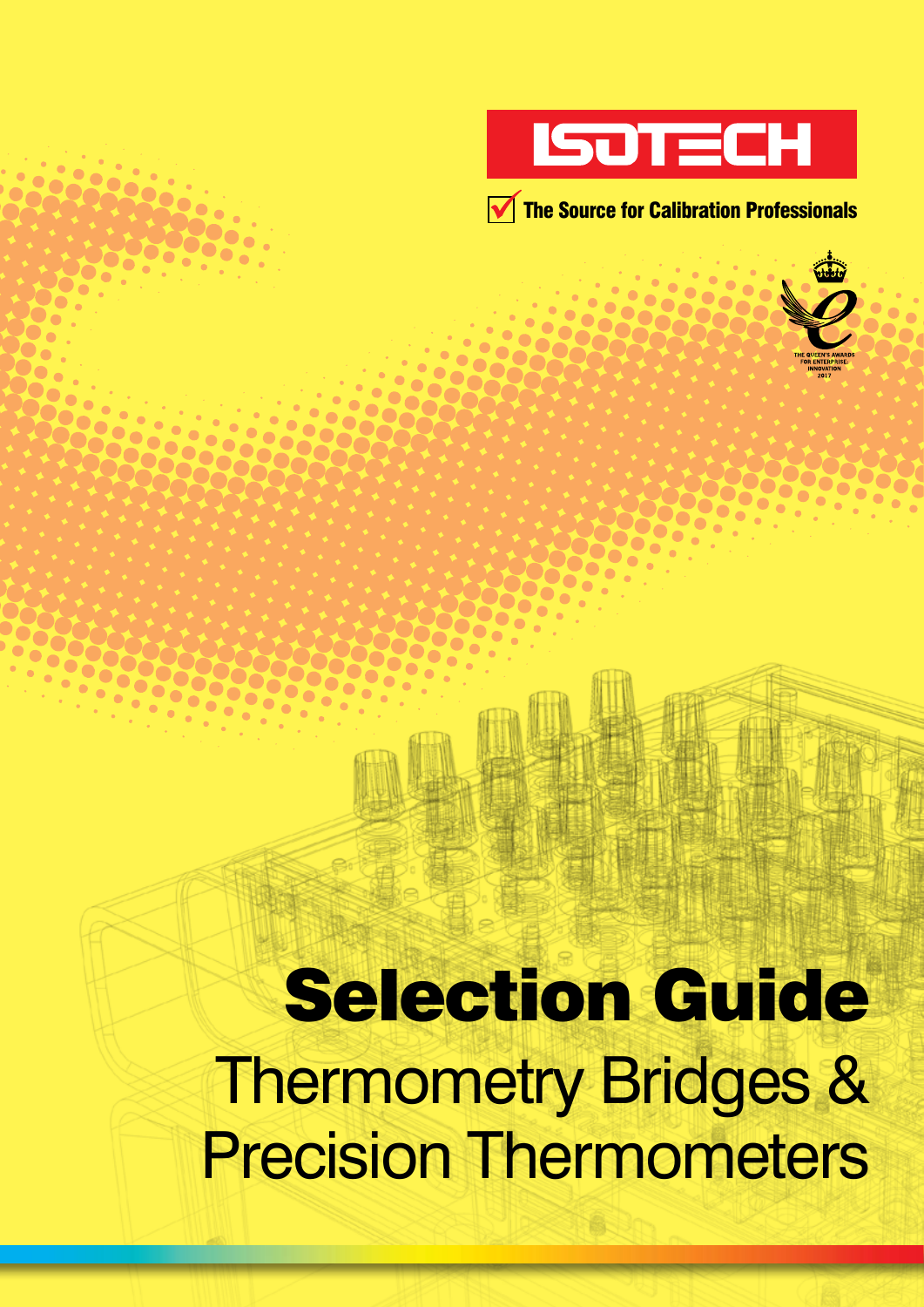ISOTECH

The Source for Calibration Professionals

THE QUEEN'S AWARDS FOR ENTERPRISE: INNOVATION 2017

# Selection Guide

## Thermometry Bridges & Precision Thermometers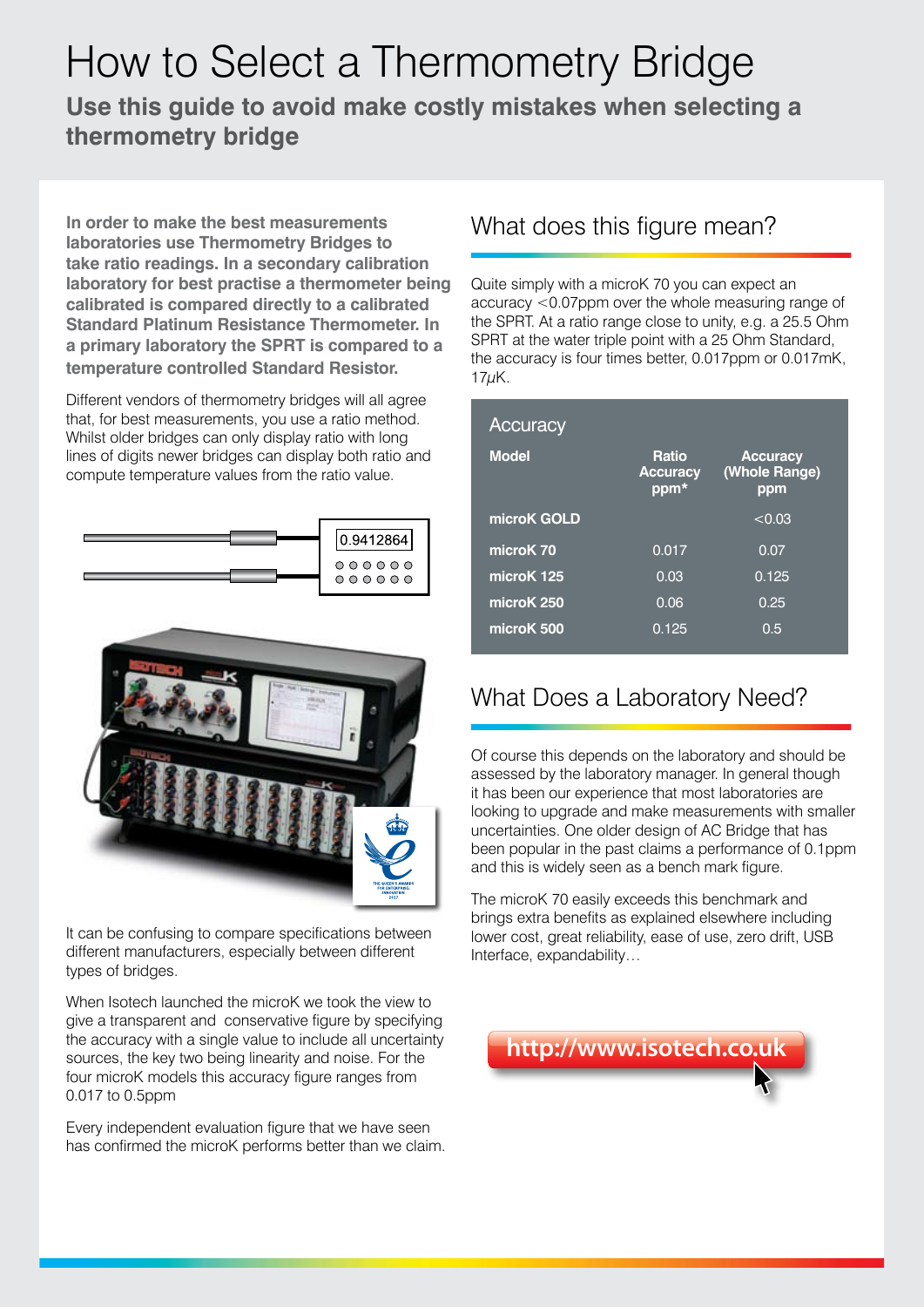# How to Select a Thermometry Bridge

**Use this guide to avoid make costly mistakes when selecting a thermometry bridge**

**In order to make the best measurements laboratories use Thermometry Bridges to take ratio readings. In a secondary calibration laboratory for best practise a thermometer being calibrated is compared directly to a calibrated Standard Platinum Resistance Thermometer. In a primary laboratory the SPRT is compared to a temperature controlled Standard Resistor.**

Different vendors of thermometry bridges will all agree that, for best measurements, you use a ratio method. Whilst older bridges can only display ratio with long lines of digits newer bridges can display both ratio and compute temperature values from the ratio value.

It can be confusing to compare specifications between different manufacturers, especially between different types of bridges.

When Isotech launched the microK we took the view to give a transparent and conservative figure by specifying the accuracy with a single value to include all uncertainty sources, the key two being linearity and noise. For the four microK models this accuracy figure ranges from 0.017 to 0.5ppm

Every independent evaluation figure that we have seen has confirmed the microK performs better than we claim.

## What does this figure mean?

Quite simply with a microK 70 you can expect an accuracy <0.07ppm over the whole measuring range of the SPRT. At a ratio range close to unity, e.g. a 25.5 Ohm SPRT at the water triple point with a 25 Ohm Standard, the accuracy is four times better, 0.017ppm or 0.017mK, 17μK.

**Accuracy**

| Model | Ratio Accuracy ppm* | Accuracy (Whole Range) ppm |
|---|---|---|
| microK GOLD | | <0.03 |
| microK 70 | 0.017 | 0.07 |
| microK 125 | 0.03 | 0.125 |
| microK 250 | 0.06 | 0.25 |
| microK 500 | 0.125 | 0.5 |

## What Does a Laboratory Need?

Of course this depends on the laboratory and should be assessed by the laboratory manager. In general though it has been our experience that most laboratories are looking to upgrade and make measurements with smaller uncertainties. One older design of AC Bridge that has been popular in the past claims a performance of 0.1ppm and this is widely seen as a bench mark figure.

The microK 70 easily exceeds this benchmark and brings extra benefits as explained elsewhere including lower cost, great reliability, ease of use, zero drift, USB Interface, expandability…

http://www.isotech.co.uk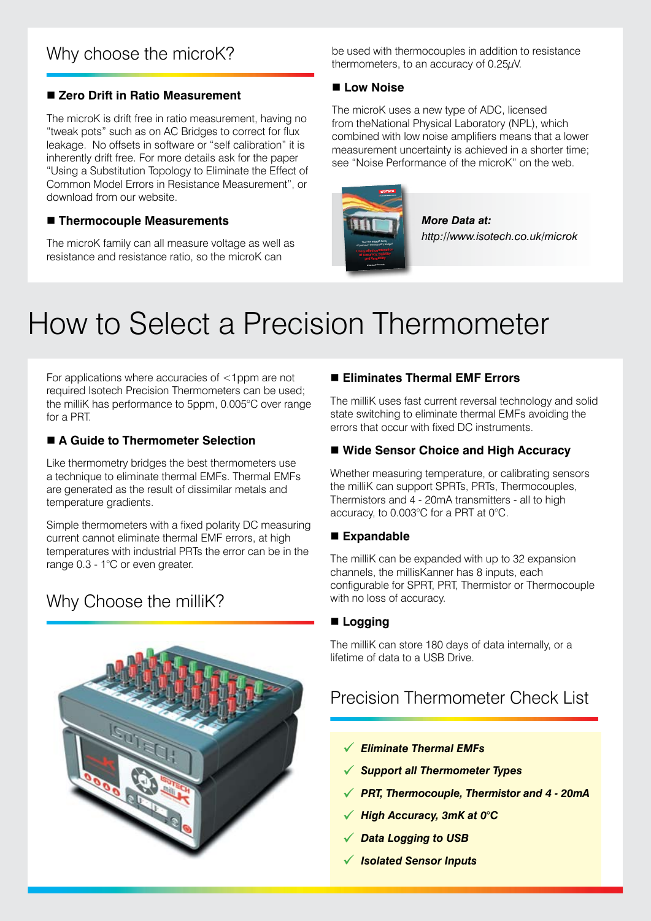## Why choose the microK?

### ■ Zero Drift in Ratio Measurement

The microK is drift free in ratio measurement, having no "tweak pots" such as on AC Bridges to correct for flux leakage. No offsets in software or "self calibration" it is inherently drift free. For more details ask for the paper "Using a Substitution Topology to Eliminate the Effect of Common Model Errors in Resistance Measurement", or download from our website.

### ■ Thermocouple Measurements

The microK family can all measure voltage as well as resistance and resistance ratio, so the microK can be used with thermocouples in addition to resistance thermometers, to an accuracy of 0.25µV.

### ■ Low Noise

The microK uses a new type of ADC, licensed from theNational Physical Laboratory (NPL), which combined with low noise amplifiers means that a lower measurement uncertainty is achieved in a shorter time; see "Noise Performance of the microK" on the web.

***More Data at:***
*http://www.isotech.co.uk/microk*

# How to Select a Precision Thermometer

For applications where accuracies of <1ppm are not required Isotech Precision Thermometers can be used; the milliK has performance to 5ppm, 0.005°C over range for a PRT.

### ■ A Guide to Thermometer Selection

Like thermometry bridges the best thermometers use a technique to eliminate thermal EMFs. Thermal EMFs are generated as the result of dissimilar metals and temperature gradients.

Simple thermometers with a fixed polarity DC measuring current cannot eliminate thermal EMF errors, at high temperatures with industrial PRTs the error can be in the range 0.3 - 1°C or even greater.

## Why Choose the milliK?

### ■ Eliminates Thermal EMF Errors

The milliK uses fast current reversal technology and solid state switching to eliminate thermal EMFs avoiding the errors that occur with fixed DC instruments.

### ■ Wide Sensor Choice and High Accuracy

Whether measuring temperature, or calibrating sensors the milliK can support SPRTs, PRTs, Thermocouples, Thermistors and 4 - 20mA transmitters - all to high accuracy, to 0.003°C for a PRT at 0°C.

### ■ Expandable

The milliK can be expanded with up to 32 expansion channels, the millisKanner has 8 inputs, each configurable for SPRT, PRT, Thermistor or Thermocouple with no loss of accuracy.

### ■ Logging

The milliK can store 180 days of data internally, or a lifetime of data to a USB Drive.

## Precision Thermometer Check List

- ✓ ***Eliminate Thermal EMFs***
- ✓ ***Support all Thermometer Types***
- ✓ ***PRT, Thermocouple, Thermistor and 4 - 20mA***
- ✓ ***High Accuracy, 3mK at 0°C***
- ✓ ***Data Logging to USB***
- ✓ ***Isolated Sensor Inputs***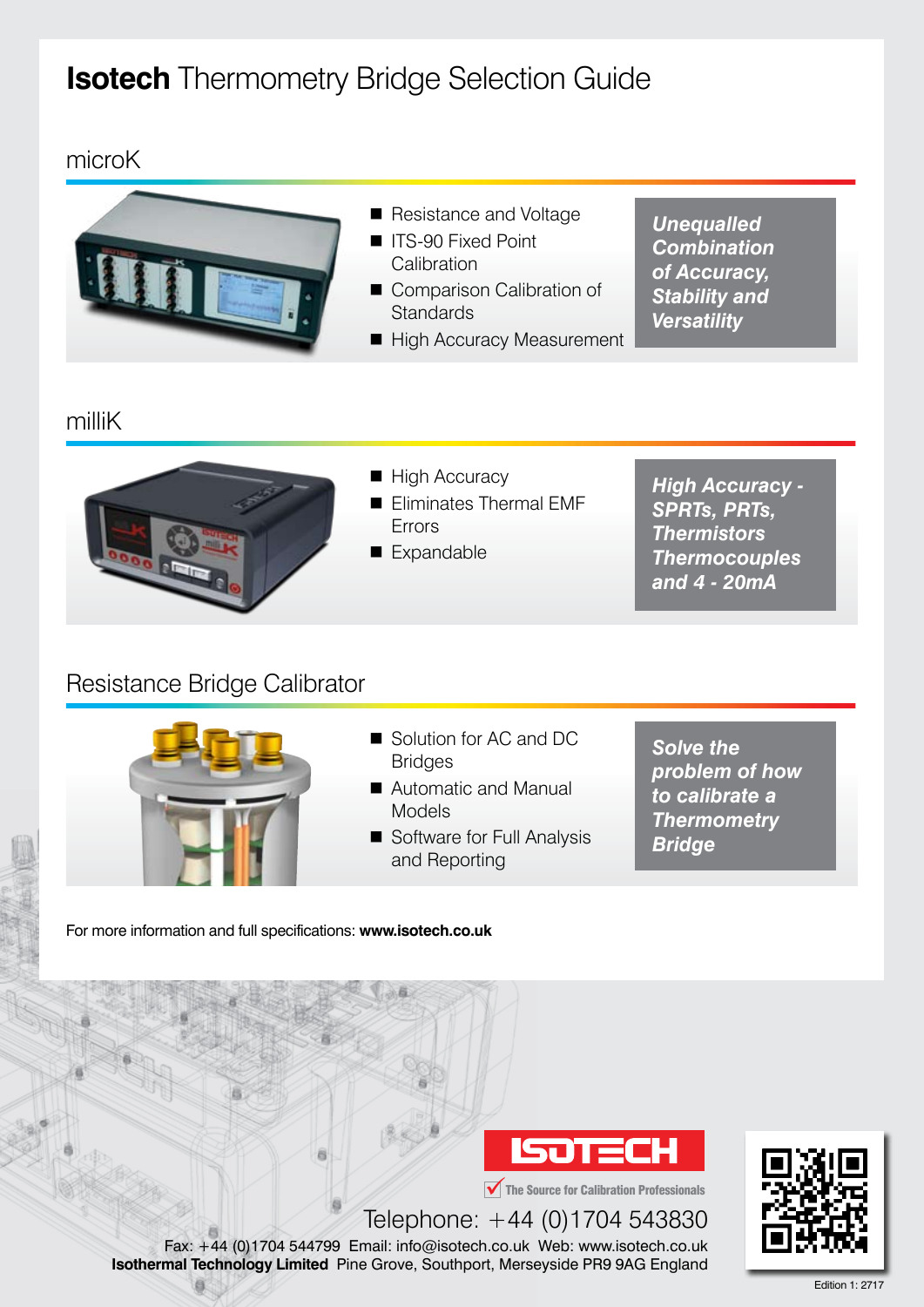# **Isotech** Thermometry Bridge Selection Guide

## microK

- Resistance and Voltage
- ITS-90 Fixed Point Calibration
- Comparison Calibration of Standards
- High Accuracy Measurement

***Unequalled Combination of Accuracy, Stability and Versatility***

## milliK

- High Accuracy
- Eliminates Thermal EMF Errors
- Expandable

***High Accuracy - SPRTs, PRTs, Thermistors Thermocouples and 4 - 20mA***

## Resistance Bridge Calibrator

- Solution for AC and DC Bridges
- Automatic and Manual Models
- Software for Full Analysis and Reporting

***Solve the problem of how to calibrate a Thermometry Bridge***

For more information and full specifications: **www.isotech.co.uk**

ISOTECH

The Source for Calibration Professionals

Telephone: +44 (0)1704 543830

Fax: +44 (0)1704 544799 Email: info@isotech.co.uk Web: www.isotech.co.uk

**Isothermal Technology Limited** Pine Grove, Southport, Merseyside PR9 9AG England

Edition 1: 2717